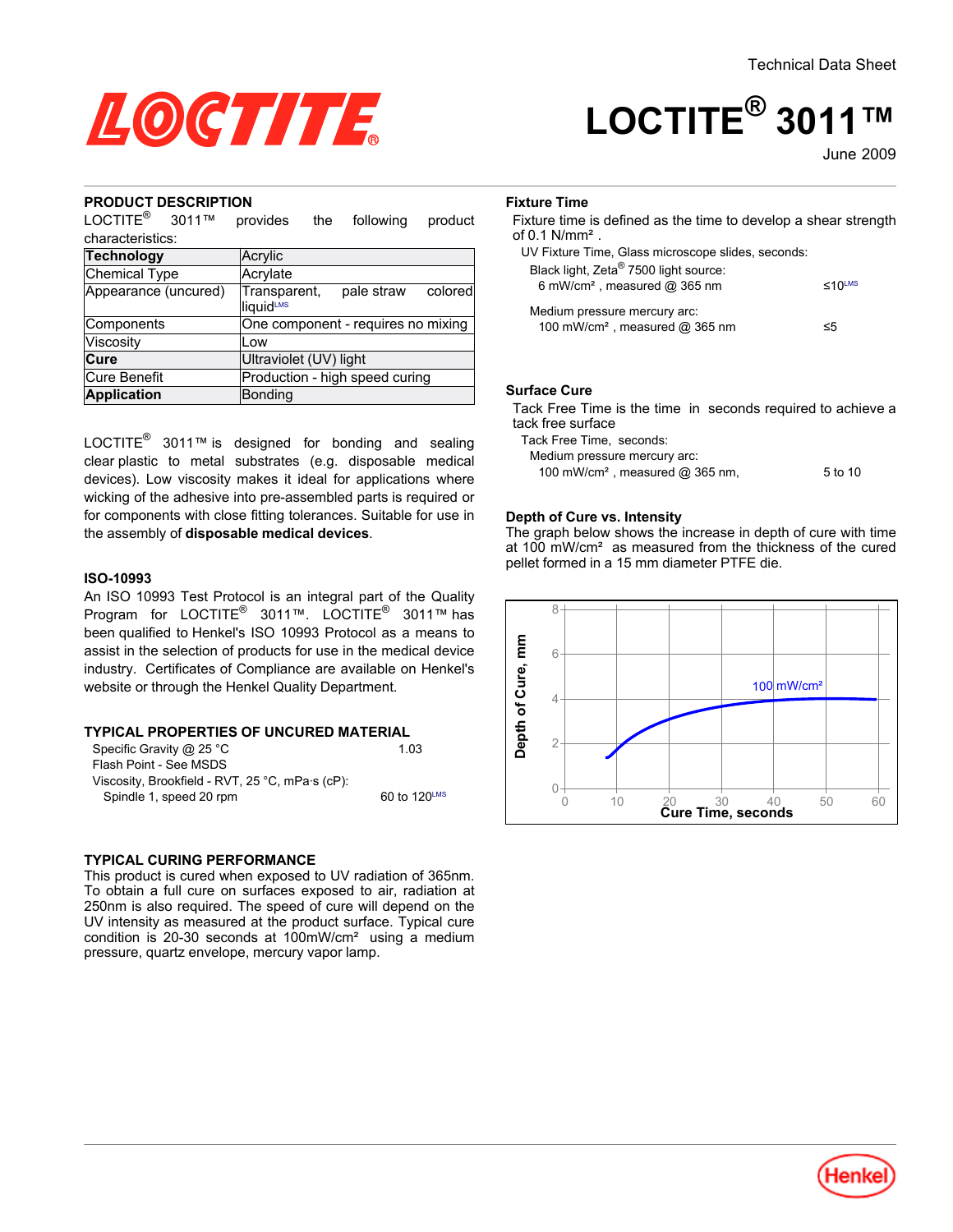Technical Data Sheet

# LOCTITE® 3011™

June 2009

## PRODUCT DESCRIPTION

LOCTITE® 3011™ provides the following product characteristics:

| Technology | Acrylic |
|---|---|
| Chemical Type | Acrylate |
| Appearance (uncured) | Transparent, pale straw colored liquid^LMS |
| Components | One component - requires no mixing |
| Viscosity | Low |
| **Cure** | Ultraviolet (UV) light |
| Cure Benefit | Production - high speed curing |
| **Application** | Bonding |

LOCTITE® 3011™ is designed for bonding and sealing clear plastic to metal substrates (e.g. disposable medical devices). Low viscosity makes it ideal for applications where wicking of the adhesive into pre-assembled parts is required or for components with close fitting tolerances. Suitable for use in the assembly of **disposable medical devices**.

### ISO-10993

An ISO 10993 Test Protocol is an integral part of the Quality Program for LOCTITE® 3011™. LOCTITE® 3011™ has been qualified to Henkel's ISO 10993 Protocol as a means to assist in the selection of products for use in the medical device industry. Certificates of Compliance are available on Henkel's website or through the Henkel Quality Department.

## TYPICAL PROPERTIES OF UNCURED MATERIAL

Specific Gravity @ 25 °C 1.03

Flash Point - See MSDS

Viscosity, Brookfield - RVT, 25 °C, mPa·s (cP):

Spindle 1, speed 20 rpm 60 to 120^LMS

## TYPICAL CURING PERFORMANCE

This product is cured when exposed to UV radiation of 365nm. To obtain a full cure on surfaces exposed to air, radiation at 250nm is also required. The speed of cure will depend on the UV intensity as measured at the product surface. Typical cure condition is 20-30 seconds at 100mW/cm² using a medium pressure, quartz envelope, mercury vapor lamp.

### Fixture Time

Fixture time is defined as the time to develop a shear strength of 0.1 N/mm².

UV Fixture Time, Glass microscope slides, seconds:

Black light, Zeta® 7500 light source:

6 mW/cm², measured @ 365 nm ≤10^LMS

Medium pressure mercury arc:

100 mW/cm², measured @ 365 nm ≤5

### Surface Cure

Tack Free Time is the time in seconds required to achieve a tack free surface

Tack Free Time, seconds:

Medium pressure mercury arc:

100 mW/cm², measured @ 365 nm, 5 to 10

### Depth of Cure vs. Intensity

The graph below shows the increase in depth of cure with time at 100 mW/cm² as measured from the thickness of the cured pellet formed in a 15 mm diameter PTFE die.

| Cure Time, seconds | Depth of Cure, mm (100 mW/cm²) |
|---|---|
| ~8 | ~1.4 |
| ~20 | ~3.2 |
| ~30 | ~3.7 |
| ~40 | ~4.0 |
| ~50 | ~4.05 |
| ~60 | ~4.0 |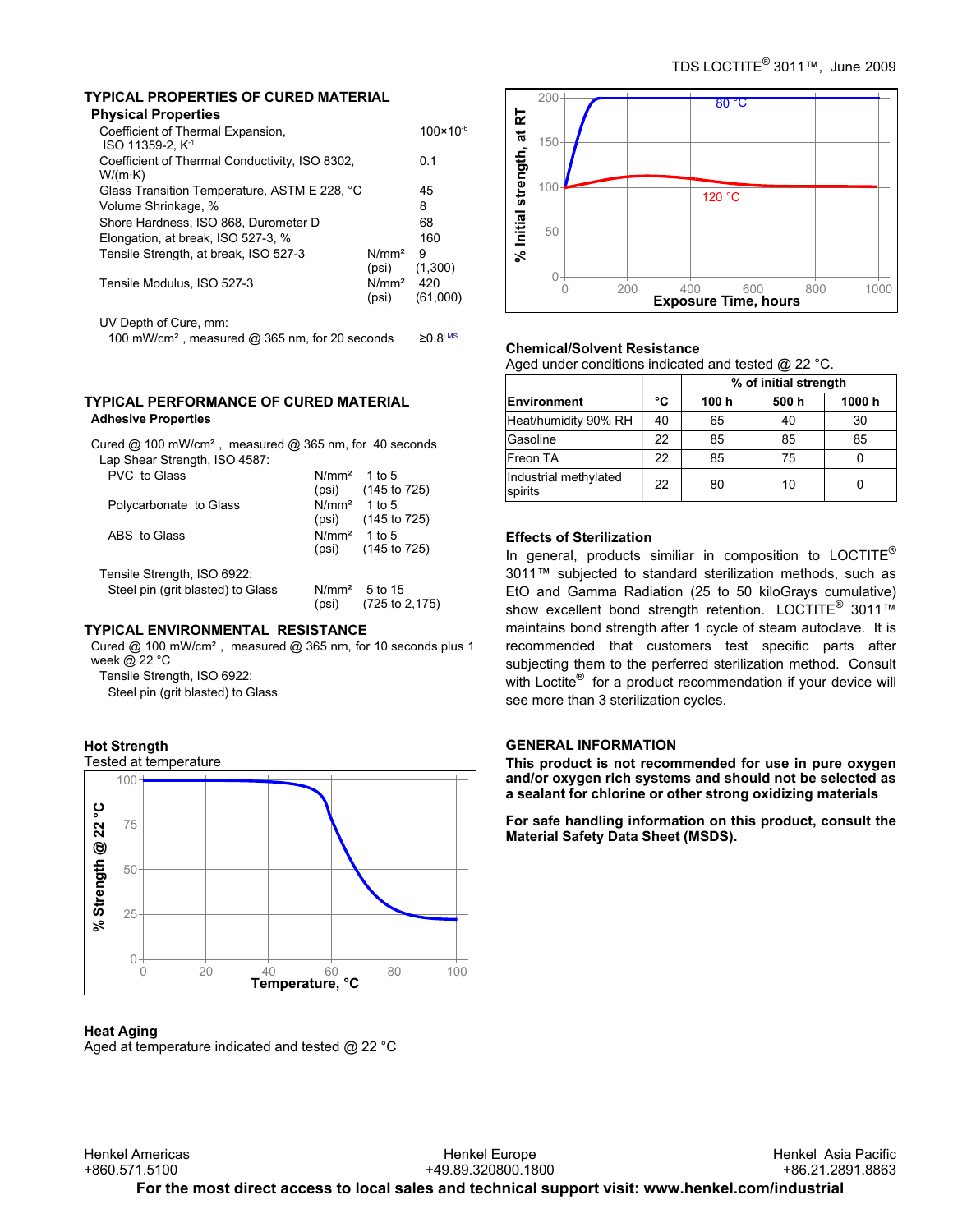## TYPICAL PROPERTIES OF CURED MATERIAL

### Physical Properties

| Property | | Value |
|---|---|---|
| Coefficient of Thermal Expansion, ISO 11359-2, $K^{-1}$ | | $100 \times 10^{-6}$ |
| Coefficient of Thermal Conductivity, ISO 8302, W/(m·K) | | 0.1 |
| Glass Transition Temperature, ASTM E 228, °C | | 45 |
| Volume Shrinkage, % | | 8 |
| Shore Hardness, ISO 868, Durometer D | | 68 |
| Elongation, at break, ISO 527-3, % | | 160 |
| Tensile Strength, at break, ISO 527-3 | N/mm² (psi) | 9 (1,300) |
| Tensile Modulus, ISO 527-3 | N/mm² (psi) | 420 (61,000) |

UV Depth of Cure, mm:
100 mW/cm², measured @ 365 nm, for 20 seconds ≥0.8[LMS]

## TYPICAL PERFORMANCE OF CURED MATERIAL

### Adhesive Properties

Cured @ 100 mW/cm², measured @ 365 nm, for 40 seconds

Lap Shear Strength, ISO 4587:

| Substrate | Unit | Value |
|---|---|---|
| PVC to Glass | N/mm² (psi) | 1 to 5 (145 to 725) |
| Polycarbonate to Glass | N/mm² (psi) | 1 to 5 (145 to 725) |
| ABS to Glass | N/mm² (psi) | 1 to 5 (145 to 725) |

Tensile Strength, ISO 6922:

| Substrate | Unit | Value |
|---|---|---|
| Steel pin (grit blasted) to Glass | N/mm² (psi) | 5 to 15 (725 to 2,175) |

## TYPICAL ENVIRONMENTAL RESISTANCE

Cured @ 100 mW/cm², measured @ 365 nm, for 10 seconds plus 1 week @ 22 °C

Tensile Strength, ISO 6922:
Steel pin (grit blasted) to Glass

### Hot Strength

Tested at temperature

### Heat Aging

Aged at temperature indicated and tested @ 22 °C

### Chemical/Solvent Resistance

Aged under conditions indicated and tested @ 22 °C.

| | | % of initial strength | | |
|---|---|---|---|---|
| **Environment** | **°C** | **100 h** | **500 h** | **1000 h** |
| Heat/humidity 90% RH | 40 | 65 | 40 | 30 |
| Gasoline | 22 | 85 | 85 | 85 |
| Freon TA | 22 | 85 | 75 | 0 |
| Industrial methylated spirits | 22 | 80 | 10 | 0 |

### Effects of Sterilization

In general, products similiar in composition to LOCTITE® 3011™ subjected to standard sterilization methods, such as EtO and Gamma Radiation (25 to 50 kiloGrays cumulative) show excellent bond strength retention. LOCTITE® 3011™ maintains bond strength after 1 cycle of steam autoclave. It is recommended that customers test specific parts after subjecting them to the perferred sterilization method. Consult with Loctite® for a product recommendation if your device will see more than 3 sterilization cycles.

## GENERAL INFORMATION

**This product is not recommended for use in pure oxygen and/or oxygen rich systems and should not be selected as a sealant for chlorine or other strong oxidizing materials**

**For safe handling information on this product, consult the Material Safety Data Sheet (MSDS).**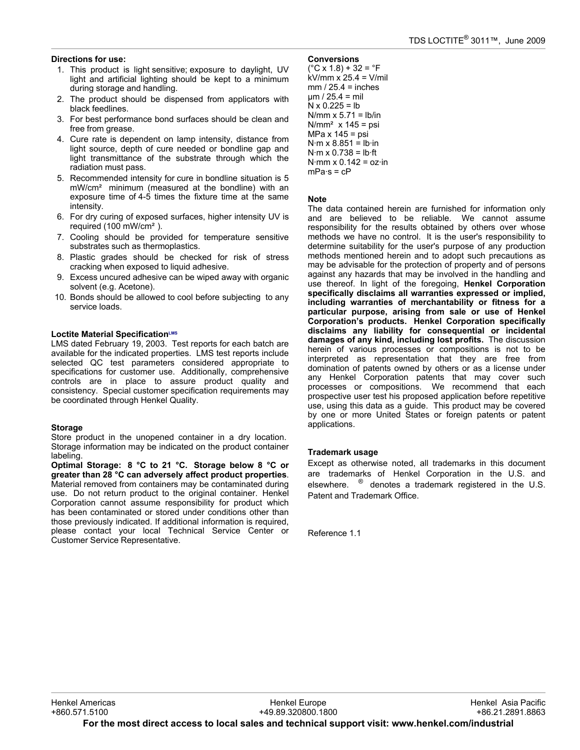## Directions for use:

1. This product is light sensitive; exposure to daylight, UV light and artificial lighting should be kept to a minimum during storage and handling.
2. The product should be dispensed from applicators with black feedlines.
3. For best performance bond surfaces should be clean and free from grease.
4. Cure rate is dependent on lamp intensity, distance from light source, depth of cure needed or bondline gap and light transmittance of the substrate through which the radiation must pass.
5. Recommended intensity for cure in bondline situation is 5 mW/cm² minimum (measured at the bondline) with an exposure time of 4-5 times the fixture time at the same intensity.
6. For dry curing of exposed surfaces, higher intensity UV is required (100 mW/cm² ).
7. Cooling should be provided for temperature sensitive substrates such as thermoplastics.
8. Plastic grades should be checked for risk of stress cracking when exposed to liquid adhesive.
9. Excess uncured adhesive can be wiped away with organic solvent (e.g. Acetone).
10. Bonds should be allowed to cool before subjecting to any service loads.

## Loctite Material Specification[LMS]

LMS dated February 19, 2003. Test reports for each batch are available for the indicated properties. LMS test reports include selected QC test parameters considered appropriate to specifications for customer use. Additionally, comprehensive controls are in place to assure product quality and consistency. Special customer specification requirements may be coordinated through Henkel Quality.

## Storage

Store product in the unopened container in a dry location. Storage information may be indicated on the product container labeling.

**Optimal Storage: 8 °C to 21 °C. Storage below 8 °C or greater than 28 °C can adversely affect product properties**. Material removed from containers may be contaminated during use. Do not return product to the original container. Henkel Corporation cannot assume responsibility for product which has been contaminated or stored under conditions other than those previously indicated. If additional information is required, please contact your local Technical Service Center or Customer Service Representative.

## Conversions

(°C x 1.8) + 32 = °F
kV/mm x 25.4 = V/mil
mm / 25.4 = inches
µm / 25.4 = mil
N x 0.225 = lb
N/mm x 5.71 = lb/in
N/mm² x 145 = psi
MPa x 145 = psi
N·m x 8.851 = lb·in
N·m x 0.738 = lb·ft
N·mm x 0.142 = oz·in
mPa·s = cP

## Note

The data contained herein are furnished for information only and are believed to be reliable. We cannot assume responsibility for the results obtained by others over whose methods we have no control. It is the user's responsibility to determine suitability for the user's purpose of any production methods mentioned herein and to adopt such precautions as may be advisable for the protection of property and of persons against any hazards that may be involved in the handling and use thereof. In light of the foregoing, **Henkel Corporation specifically disclaims all warranties expressed or implied, including warranties of merchantability or fitness for a particular purpose, arising from sale or use of Henkel Corporation's products. Henkel Corporation specifically disclaims any liability for consequential or incidental damages of any kind, including lost profits.** The discussion herein of various processes or compositions is not to be interpreted as representation that they are free from domination of patents owned by others or as a license under any Henkel Corporation patents that may cover such processes or compositions. We recommend that each prospective user test his proposed application before repetitive use, using this data as a guide. This product may be covered by one or more United States or foreign patents or patent applications.

## Trademark usage

Except as otherwise noted, all trademarks in this document are trademarks of Henkel Corporation in the U.S. and elsewhere. ® denotes a trademark registered in the U.S. Patent and Trademark Office.

Reference 1.1

Henkel Americas
+860.571.5100

Henkel Europe
+49.89.320800.1800

Henkel Asia Pacific
+86.21.2891.8863

**For the most direct access to local sales and technical support visit: www.henkel.com/industrial**